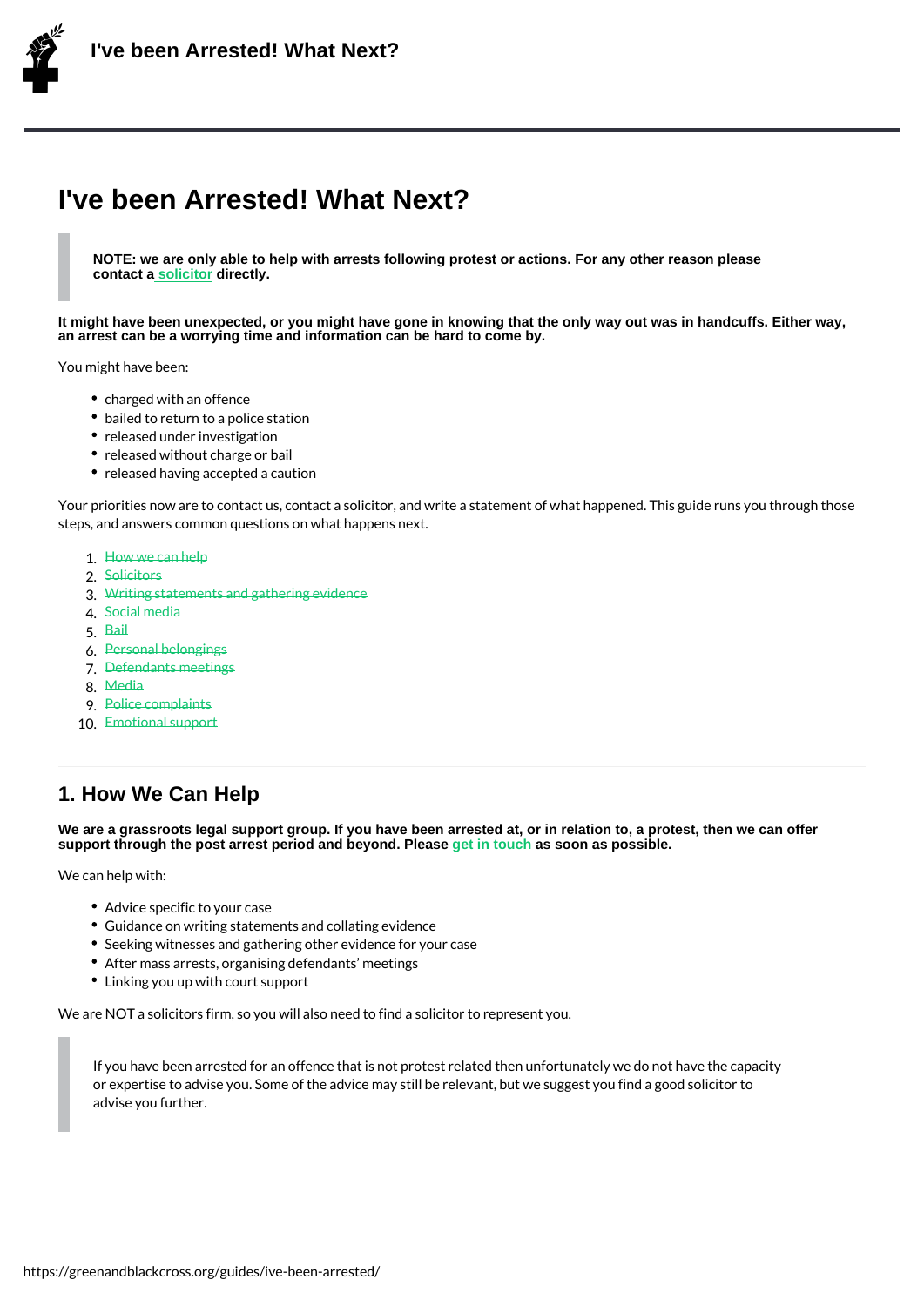# I've been Arrested! What Next?

> **NOTE: we are only able to help with arrests following protest or actions. For any other reason please contact a solicitor directly.**

**It might have been unexpected, or you might have gone in knowing that the only way out was in handcuffs. Either way, an arrest can be a worrying time and information can be hard to come by.**

You might have been:

- charged with an offence
- bailed to return to a police station
- released under investigation
- released without charge or bail
- released having accepted a caution

Your priorities now are to contact us, contact a solicitor, and write a statement of what happened. This guide runs you through those steps, and answers common questions on what happens next.

1. How we can help
2. Solicitors
3. Writing statements and gathering evidence
4. Social media
5. Bail
6. Personal belongings
7. Defendants meetings
8. Media
9. Police complaints
10. Emotional support

## 1. How We Can Help

**We are a grassroots legal support group. If you have been arrested at, or in relation to, a protest, then we can offer support through the post arrest period and beyond. Please get in touch as soon as possible.**

We can help with:

- Advice specific to your case
- Guidance on writing statements and collating evidence
- Seeking witnesses and gathering other evidence for your case
- After mass arrests, organising defendants' meetings
- Linking you up with court support

We are NOT a solicitors firm, so you will also need to find a solicitor to represent you.

> If you have been arrested for an offence that is not protest related then unfortunately we do not have the capacity or expertise to advise you. Some of the advice may still be relevant, but we suggest you find a good solicitor to advise you further.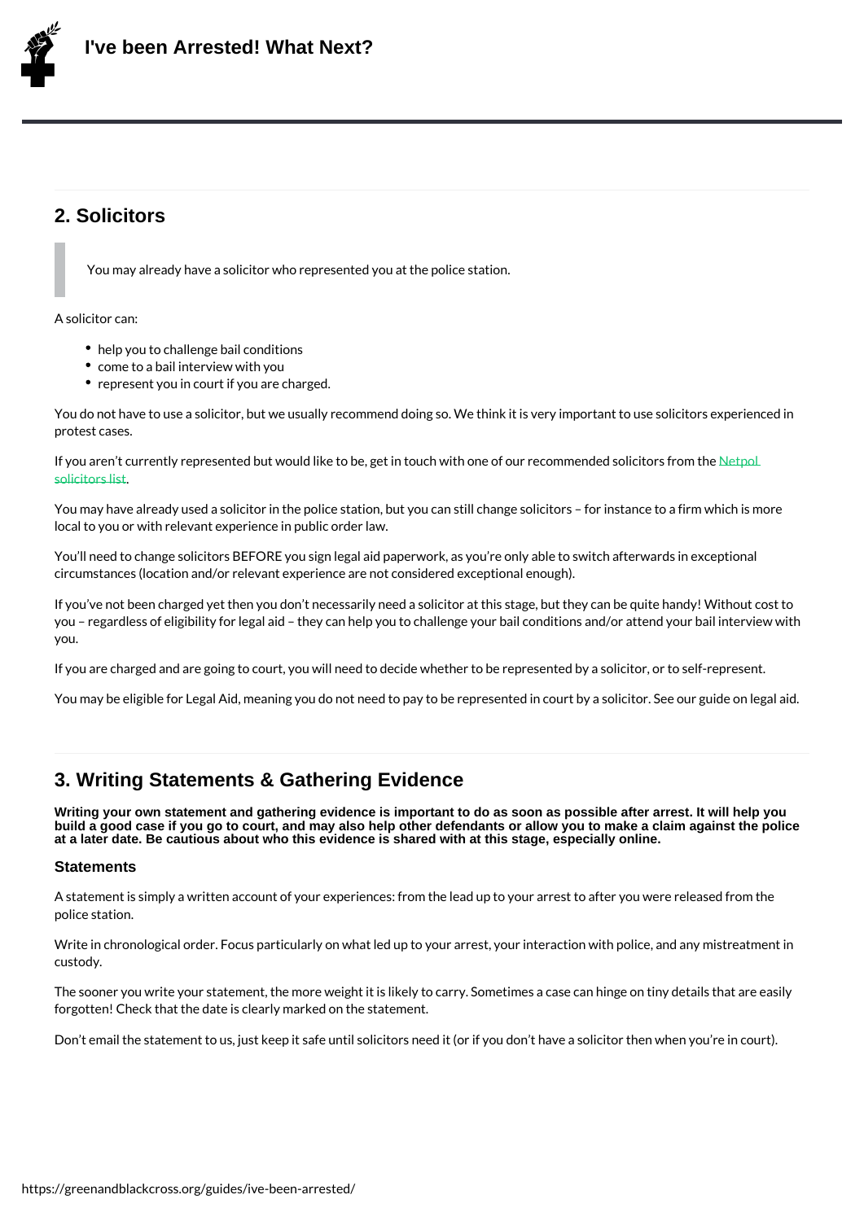## 2. Solicitors

> You may already have a solicitor who represented you at the police station.

A solicitor can:

- help you to challenge bail conditions
- come to a bail interview with you
- represent you in court if you are charged.

You do not have to use a solicitor, but we usually recommend doing so. We think it is very important to use solicitors experienced in protest cases.

If you aren't currently represented but would like to be, get in touch with one of our recommended solicitors from the Netpol solicitors list.

You may have already used a solicitor in the police station, but you can still change solicitors – for instance to a firm which is more local to you or with relevant experience in public order law.

You'll need to change solicitors BEFORE you sign legal aid paperwork, as you're only able to switch afterwards in exceptional circumstances (location and/or relevant experience are not considered exceptional enough).

If you've not been charged yet then you don't necessarily need a solicitor at this stage, but they can be quite handy! Without cost to you – regardless of eligibility for legal aid – they can help you to challenge your bail conditions and/or attend your bail interview with you.

If you are charged and are going to court, you will need to decide whether to be represented by a solicitor, or to self-represent.

You may be eligible for Legal Aid, meaning you do not need to pay to be represented in court by a solicitor. See our guide on legal aid.

## 3. Writing Statements & Gathering Evidence

**Writing your own statement and gathering evidence is important to do as soon as possible after arrest. It will help you build a good case if you go to court, and may also help other defendants or allow you to make a claim against the police at a later date. Be cautious about who this evidence is shared with at this stage, especially online.**

### Statements

A statement is simply a written account of your experiences: from the lead up to your arrest to after you were released from the police station.

Write in chronological order. Focus particularly on what led up to your arrest, your interaction with police, and any mistreatment in custody.

The sooner you write your statement, the more weight it is likely to carry. Sometimes a case can hinge on tiny details that are easily forgotten! Check that the date is clearly marked on the statement.

Don't email the statement to us, just keep it safe until solicitors need it (or if you don't have a solicitor then when you're in court).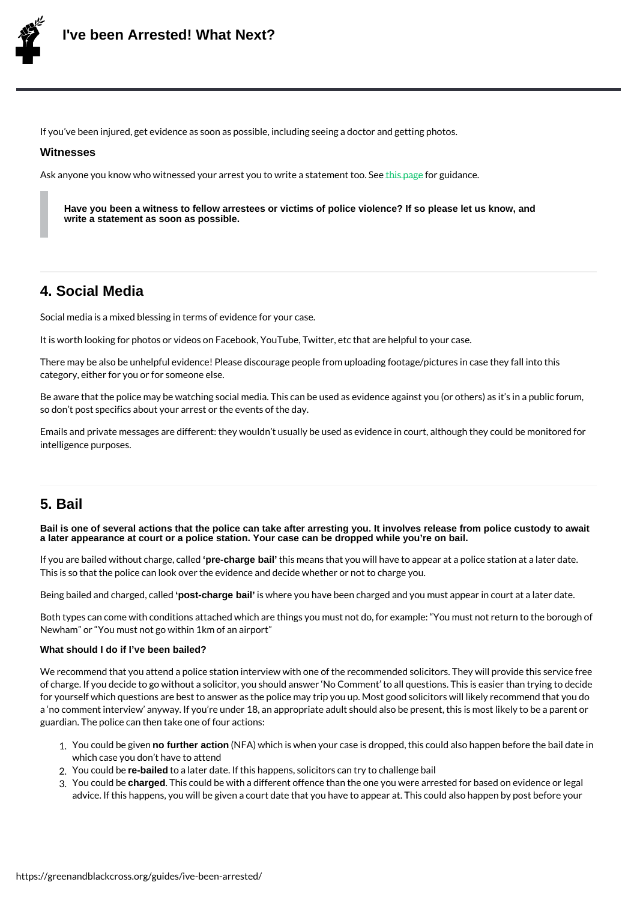If you've been injured, get evidence as soon as possible, including seeing a doctor and getting photos.

### Witnesses

Ask anyone you know who witnessed your arrest you to write a statement too. See this page for guidance.

> **Have you been a witness to fellow arrestees or victims of police violence? If so please let us know, and write a statement as soon as possible.**

## 4. Social Media

Social media is a mixed blessing in terms of evidence for your case.

It is worth looking for photos or videos on Facebook, YouTube, Twitter, etc that are helpful to your case.

There may be also be unhelpful evidence! Please discourage people from uploading footage/pictures in case they fall into this category, either for you or for someone else.

Be aware that the police may be watching social media. This can be used as evidence against you (or others) as it's in a public forum, so don't post specifics about your arrest or the events of the day.

Emails and private messages are different: they wouldn't usually be used as evidence in court, although they could be monitored for intelligence purposes.

## 5. Bail

**Bail is one of several actions that the police can take after arresting you. It involves release from police custody to await a later appearance at court or a police station. Your case can be dropped while you're on bail.**

If you are bailed without charge, called **'pre-charge bail'** this means that you will have to appear at a police station at a later date. This is so that the police can look over the evidence and decide whether or not to charge you.

Being bailed and charged, called **'post-charge bail'** is where you have been charged and you must appear in court at a later date.

Both types can come with conditions attached which are things you must not do, for example: "You must not return to the borough of Newham" or "You must not go within 1km of an airport"

#### What should I do if I've been bailed?

We recommend that you attend a police station interview with one of the recommended solicitors. They will provide this service free of charge. If you decide to go without a solicitor, you should answer 'No Comment' to all questions. This is easier than trying to decide for yourself which questions are best to answer as the police may trip you up. Most good solicitors will likely recommend that you do a 'no comment interview' anyway. If you're under 18, an appropriate adult should also be present, this is most likely to be a parent or guardian. The police can then take one of four actions:

1. You could be given **no further action** (NFA) which is when your case is dropped, this could also happen before the bail date in which case you don't have to attend
2. You could be **re-bailed** to a later date. If this happens, solicitors can try to challenge bail
3. You could be **charged**. This could be with a different offence than the one you were arrested for based on evidence or legal advice. If this happens, you will be given a court date that you have to appear at. This could also happen by post before your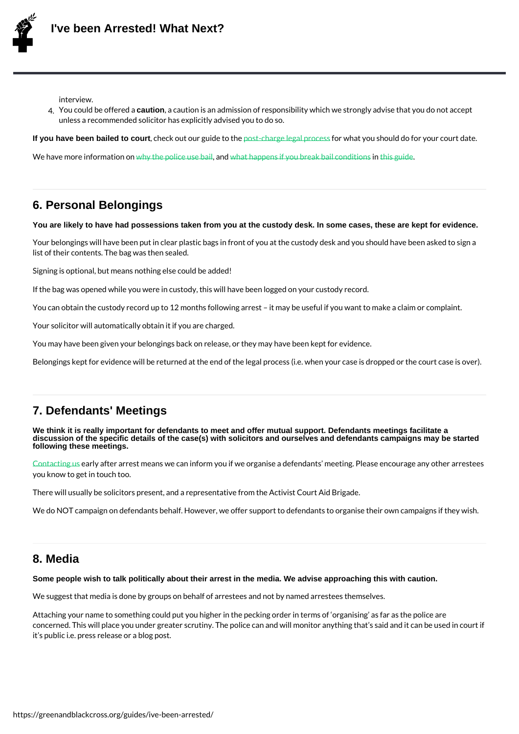interview.

4. You could be offered a **caution**, a caution is an admission of responsibility which we strongly advise that you do not accept unless a recommended solicitor has explicitly advised you to do so.

**If you have been bailed to court**, check out our guide to the post-charge legal process for what you should do for your court date.

We have more information on why the police use bail, and what happens if you break bail conditions in this guide.

## 6. Personal Belongings

**You are likely to have had possessions taken from you at the custody desk. In some cases, these are kept for evidence.**

Your belongings will have been put in clear plastic bags in front of you at the custody desk and you should have been asked to sign a list of their contents. The bag was then sealed.

Signing is optional, but means nothing else could be added!

If the bag was opened while you were in custody, this will have been logged on your custody record.

You can obtain the custody record up to 12 months following arrest – it may be useful if you want to make a claim or complaint.

Your solicitor will automatically obtain it if you are charged.

You may have been given your belongings back on release, or they may have been kept for evidence.

Belongings kept for evidence will be returned at the end of the legal process (i.e. when your case is dropped or the court case is over).

## 7. Defendants' Meetings

**We think it is really important for defendants to meet and offer mutual support. Defendants meetings facilitate a discussion of the specific details of the case(s) with solicitors and ourselves and defendants campaigns may be started following these meetings.**

Contacting us early after arrest means we can inform you if we organise a defendants' meeting. Please encourage any other arrestees you know to get in touch too.

There will usually be solicitors present, and a representative from the Activist Court Aid Brigade.

We do NOT campaign on defendants behalf. However, we offer support to defendants to organise their own campaigns if they wish.

## 8. Media

**Some people wish to talk politically about their arrest in the media. We advise approaching this with caution.**

We suggest that media is done by groups on behalf of arrestees and not by named arrestees themselves.

Attaching your name to something could put you higher in the pecking order in terms of 'organising' as far as the police are concerned. This will place you under greater scrutiny. The police can and will monitor anything that's said and it can be used in court if it's public i.e. press release or a blog post.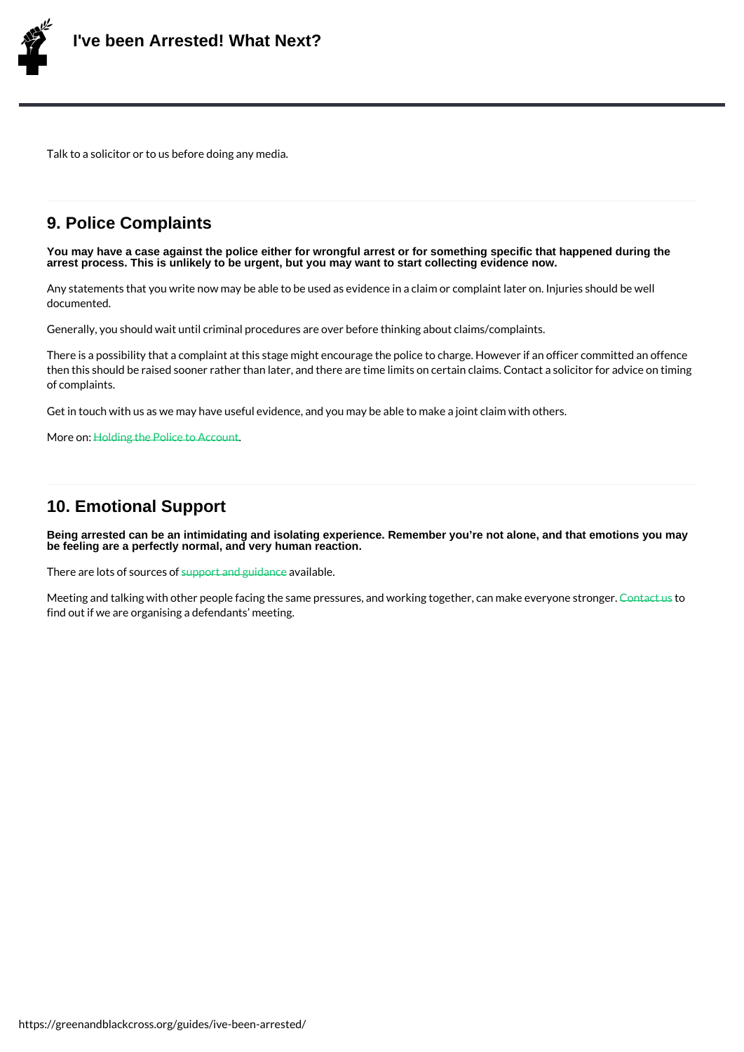Talk to a solicitor or to us before doing any media.

## 9. Police Complaints

**You may have a case against the police either for wrongful arrest or for something specific that happened during the arrest process. This is unlikely to be urgent, but you may want to start collecting evidence now.**

Any statements that you write now may be able to be used as evidence in a claim or complaint later on. Injuries should be well documented.

Generally, you should wait until criminal procedures are over before thinking about claims/complaints.

There is a possibility that a complaint at this stage might encourage the police to charge. However if an officer committed an offence then this should be raised sooner rather than later, and there are time limits on certain claims. Contact a solicitor for advice on timing of complaints.

Get in touch with us as we may have useful evidence, and you may be able to make a joint claim with others.

More on: Holding the Police to Account.

## 10. Emotional Support

**Being arrested can be an intimidating and isolating experience. Remember you're not alone, and that emotions you may be feeling are a perfectly normal, and very human reaction.**

There are lots of sources of support and guidance available.

Meeting and talking with other people facing the same pressures, and working together, can make everyone stronger. Contact us to find out if we are organising a defendants' meeting.